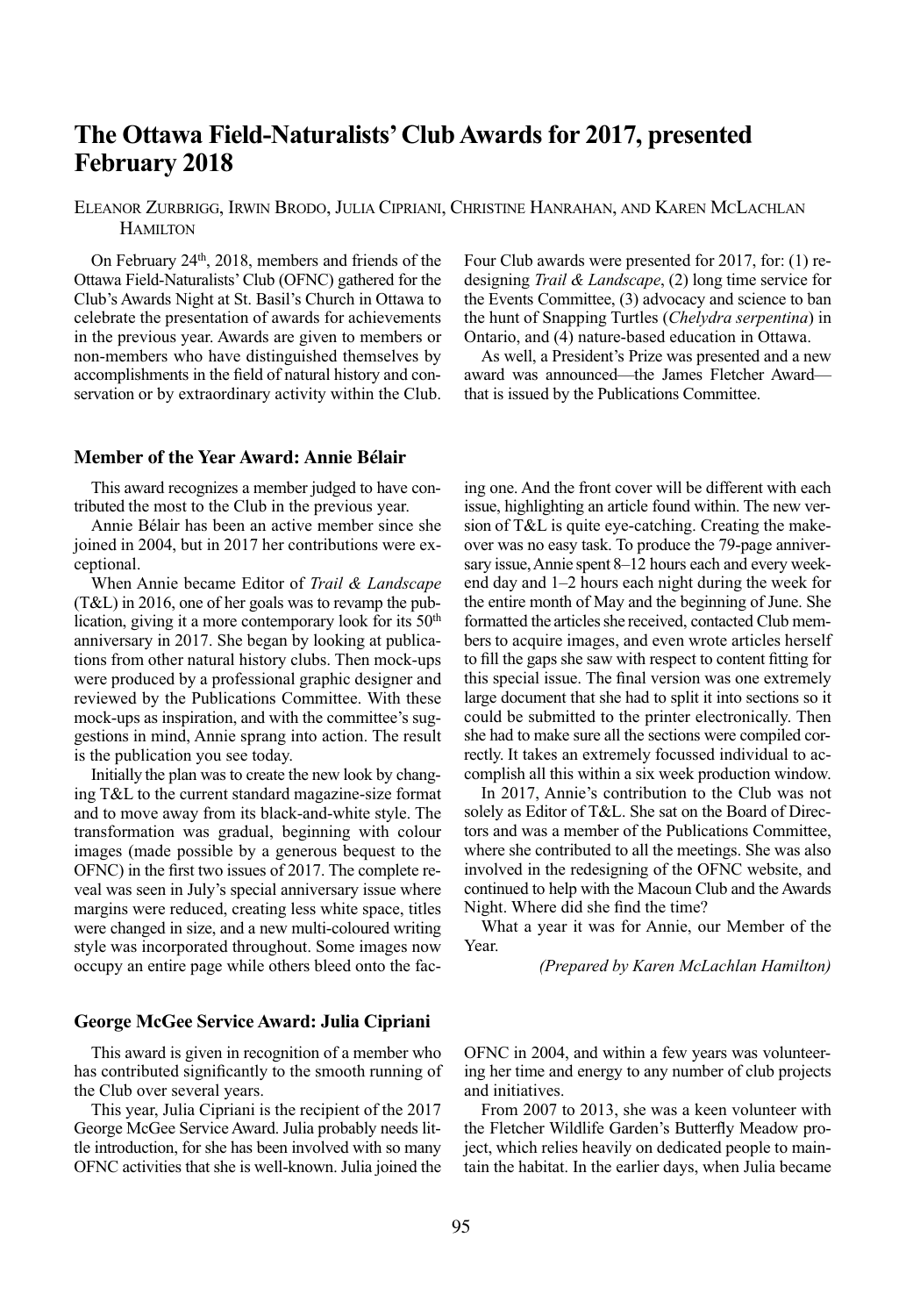# The Ottawa Field-Naturalists' Club Awards for 2017, presented February 2018

Eleanor Zurbrigg, Irwin Brodo, Julia Cipriani, Christine Hanrahan, and Karen McLachlan Hamilton

On February 24th, 2018, members and friends of the Ottawa Field-Naturalists' Club (OFNC) gathered for the Club's Awards Night at St. Basil's Church in Ottawa to celebrate the presentation of awards for achievements in the previous year. Awards are given to members or non-members who have distinguished themselves by accomplishments in the field of natural history and conservation or by extraordinary activity within the Club.

Four Club awards were presented for 2017, for: (1) redesigning *Trail & Landscape*, (2) long time service for the Events Committee, (3) advocacy and science to ban the hunt of Snapping Turtles (*Chelydra serpentina*) in Ontario, and (4) nature-based education in Ottawa.

As well, a President's Prize was presented and a new award was announced—the James Fletcher Award—that is issued by the Publications Committee.

### Member of the Year Award: Annie Bélair

This award recognizes a member judged to have contributed the most to the Club in the previous year.

Annie Bélair has been an active member since she joined in 2004, but in 2017 her contributions were exceptional.

When Annie became Editor of *Trail & Landscape* (T&L) in 2016, one of her goals was to revamp the publication, giving it a more contemporary look for its 50th anniversary in 2017. She began by looking at publications from other natural history clubs. Then mock-ups were produced by a professional graphic designer and reviewed by the Publications Committee. With these mock-ups as inspiration, and with the committee's suggestions in mind, Annie sprang into action. The result is the publication you see today.

Initially the plan was to create the new look by changing T&L to the current standard magazine-size format and to move away from its black-and-white style. The transformation was gradual, beginning with colour images (made possible by a generous bequest to the OFNC) in the first two issues of 2017. The complete reveal was seen in July's special anniversary issue where margins were reduced, creating less white space, titles were changed in size, and a new multi-coloured writing style was incorporated throughout. Some images now occupy an entire page while others bleed onto the facing one. And the front cover will be different with each issue, highlighting an article found within. The new version of T&L is quite eye-catching. Creating the makeover was no easy task. To produce the 79-page anniversary issue, Annie spent 8–12 hours each and every weekend day and 1–2 hours each night during the week for the entire month of May and the beginning of June. She formatted the articles she received, contacted Club members to acquire images, and even wrote articles herself to fill the gaps she saw with respect to content fitting for this special issue. The final version was one extremely large document that she had to split it into sections so it could be submitted to the printer electronically. Then she had to make sure all the sections were compiled correctly. It takes an extremely focussed individual to accomplish all this within a six week production window.

In 2017, Annie's contribution to the Club was not solely as Editor of T&L. She sat on the Board of Directors and was a member of the Publications Committee, where she contributed to all the meetings. She was also involved in the redesigning of the OFNC website, and continued to help with the Macoun Club and the Awards Night. Where did she find the time?

What a year it was for Annie, our Member of the Year.

*(Prepared by Karen McLachlan Hamilton)*

### George McGee Service Award: Julia Cipriani

This award is given in recognition of a member who has contributed significantly to the smooth running of the Club over several years.

This year, Julia Cipriani is the recipient of the 2017 George McGee Service Award. Julia probably needs little introduction, for she has been involved with so many OFNC activities that she is well-known. Julia joined the OFNC in 2004, and within a few years was volunteering her time and energy to any number of club projects and initiatives.

From 2007 to 2013, she was a keen volunteer with the Fletcher Wildlife Garden's Butterfly Meadow project, which relies heavily on dedicated people to maintain the habitat. In the earlier days, when Julia became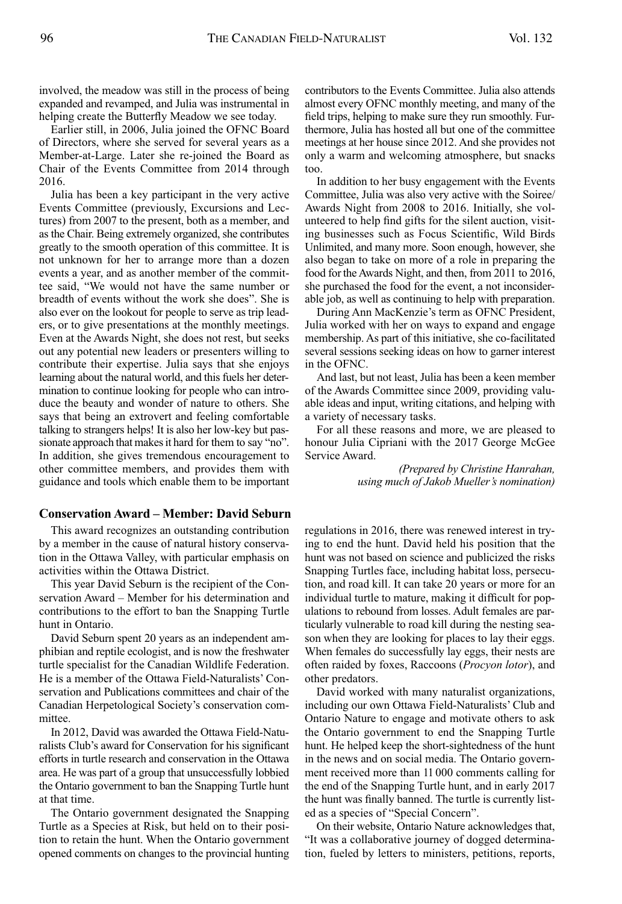involved, the meadow was still in the process of being expanded and revamped, and Julia was instrumental in helping create the Butterfly Meadow we see today.

Earlier still, in 2006, Julia joined the OFNC Board of Directors, where she served for several years as a Member-at-Large. Later she re-joined the Board as Chair of the Events Committee from 2014 through 2016.

Julia has been a key participant in the very active Events Committee (previously, Excursions and Lectures) from 2007 to the present, both as a member, and as the Chair. Being extremely organized, she contributes greatly to the smooth operation of this committee. It is not unknown for her to arrange more than a dozen events a year, and as another member of the committee said, "We would not have the same number or breadth of events without the work she does". She is also ever on the lookout for people to serve as trip leaders, or to give presentations at the monthly meetings. Even at the Awards Night, she does not rest, but seeks out any potential new leaders or presenters willing to contribute their expertise. Julia says that she enjoys learning about the natural world, and this fuels her determination to continue looking for people who can introduce the beauty and wonder of nature to others. She says that being an extrovert and feeling comfortable talking to strangers helps! It is also her low-key but passionate approach that makes it hard for them to say "no". In addition, she gives tremendous encouragement to other committee members, and provides them with guidance and tools which enable them to be important contributors to the Events Committee. Julia also attends almost every OFNC monthly meeting, and many of the field trips, helping to make sure they run smoothly. Furthermore, Julia has hosted all but one of the committee meetings at her house since 2012. And she provides not only a warm and welcoming atmosphere, but snacks too.

In addition to her busy engagement with the Events Committee, Julia was also very active with the Soiree/ Awards Night from 2008 to 2016. Initially, she volunteered to help find gifts for the silent auction, visiting businesses such as Focus Scientific, Wild Birds Unlimited, and many more. Soon enough, however, she also began to take on more of a role in preparing the food for the Awards Night, and then, from 2011 to 2016, she purchased the food for the event, a not inconsiderable job, as well as continuing to help with preparation.

During Ann MacKenzie's term as OFNC President, Julia worked with her on ways to expand and engage membership. As part of this initiative, she co-facilitated several sessions seeking ideas on how to garner interest in the OFNC.

And last, but not least, Julia has been a keen member of the Awards Committee since 2009, providing valuable ideas and input, writing citations, and helping with a variety of necessary tasks.

For all these reasons and more, we are pleased to honour Julia Cipriani with the 2017 George McGee Service Award.

*(Prepared by Christine Hanrahan, using much of Jakob Mueller's nomination)*

### Conservation Award – Member: David Seburn

This award recognizes an outstanding contribution by a member in the cause of natural history conservation in the Ottawa Valley, with particular emphasis on activities within the Ottawa District.

This year David Seburn is the recipient of the Conservation Award – Member for his determination and contributions to the effort to ban the Snapping Turtle hunt in Ontario.

David Seburn spent 20 years as an independent amphibian and reptile ecologist, and is now the freshwater turtle specialist for the Canadian Wildlife Federation. He is a member of the Ottawa Field-Naturalists' Conservation and Publications committees and chair of the Canadian Herpetological Society's conservation committee.

In 2012, David was awarded the Ottawa Field-Naturalists Club's award for Conservation for his significant efforts in turtle research and conservation in the Ottawa area. He was part of a group that unsuccessfully lobbied the Ontario government to ban the Snapping Turtle hunt at that time.

The Ontario government designated the Snapping Turtle as a Species at Risk, but held on to their position to retain the hunt. When the Ontario government opened comments on changes to the provincial hunting regulations in 2016, there was renewed interest in trying to end the hunt. David held his position that the hunt was not based on science and publicized the risks Snapping Turtles face, including habitat loss, persecution, and road kill. It can take 20 years or more for an individual turtle to mature, making it difficult for populations to rebound from losses. Adult females are particularly vulnerable to road kill during the nesting season when they are looking for places to lay their eggs. When females do successfully lay eggs, their nests are often raided by foxes, Raccoons (*Procyon lotor*), and other predators.

David worked with many naturalist organizations, including our own Ottawa Field-Naturalists' Club and Ontario Nature to engage and motivate others to ask the Ontario government to end the Snapping Turtle hunt. He helped keep the short-sightedness of the hunt in the news and on social media. The Ontario government received more than 11 000 comments calling for the end of the Snapping Turtle hunt, and in early 2017 the hunt was finally banned. The turtle is currently listed as a species of "Special Concern".

On their website, Ontario Nature acknowledges that, "It was a collaborative journey of dogged determination, fueled by letters to ministers, petitions, reports,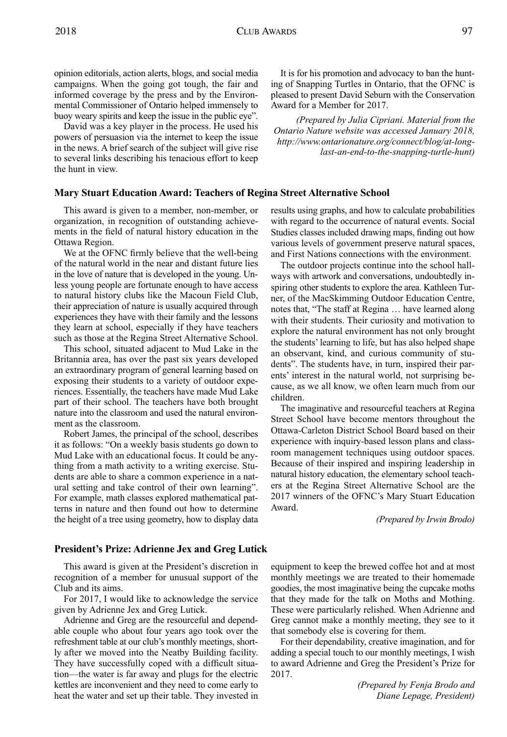opinion editorials, action alerts, blogs, and social media campaigns. When the going got tough, the fair and informed coverage by the press and by the Environmental Commissioner of Ontario helped immensely to buoy weary spirits and keep the issue in the public eye".

David was a key player in the process. He used his powers of persuasion via the internet to keep the issue in the news. A brief search of the subject will give rise to several links describing his tenacious effort to keep the hunt in view.

It is for his promotion and advocacy to ban the hunting of Snapping Turtles in Ontario, that the OFNC is pleased to present David Seburn with the Conservation Award for a Member for 2017.

*(Prepared by Julia Cipriani. Material from the Ontario Nature website was accessed January 2018, http://www.ontarionature.org/connect/blog/at-long-last-an-end-to-the-snapping-turtle-hunt)*

### Mary Stuart Education Award: Teachers of Regina Street Alternative School

This award is given to a member, non-member, or organization, in recognition of outstanding achievements in the field of natural history education in the Ottawa Region.

We at the OFNC firmly believe that the well-being of the natural world in the near and distant future lies in the love of nature that is developed in the young. Unless young people are fortunate enough to have access to natural history clubs like the Macoun Field Club, their appreciation of nature is usually acquired through experiences they have with their family and the lessons they learn at school, especially if they have teachers such as those at the Regina Street Alternative School.

This school, situated adjacent to Mud Lake in the Britannia area, has over the past six years developed an extraordinary program of general learning based on exposing their students to a variety of outdoor experiences. Essentially, the teachers have made Mud Lake part of their school. The teachers have both brought nature into the classroom and used the natural environment as the classroom.

Robert James, the principal of the school, describes it as follows: "On a weekly basis students go down to Mud Lake with an educational focus. It could be anything from a math activity to a writing exercise. Students are able to share a common experience in a natural setting and take control of their own learning". For example, math classes explored mathematical patterns in nature and then found out how to determine the height of a tree using geometry, how to display data results using graphs, and how to calculate probabilities with regard to the occurrence of natural events. Social Studies classes included drawing maps, finding out how various levels of government preserve natural spaces, and First Nations connections with the environment.

The outdoor projects continue into the school hallways with artwork and conversations, undoubtedly inspiring other students to explore the area. Kathleen Turner, of the MacSkimming Outdoor Education Centre, notes that, "The staff at Regina … have learned along with their students. Their curiosity and motivation to explore the natural environment has not only brought the students' learning to life, but has also helped shape an observant, kind, and curious community of students". The students have, in turn, inspired their parents' interest in the natural world, not surprising because, as we all know, we often learn much from our children.

The imaginative and resourceful teachers at Regina Street School have become mentors throughout the Ottawa-Carleton District School Board based on their experience with inquiry-based lesson plans and classroom management techniques using outdoor spaces. Because of their inspired and inspiring leadership in natural history education, the elementary school teachers at the Regina Street Alternative School are the 2017 winners of the OFNC's Mary Stuart Education Award.

*(Prepared by Irwin Brodo)*

### President's Prize: Adrienne Jex and Greg Lutick

This award is given at the President's discretion in recognition of a member for unusual support of the Club and its aims.

For 2017, I would like to acknowledge the service given by Adrienne Jex and Greg Lutick.

Adrienne and Greg are the resourceful and dependable couple who about four years ago took over the refreshment table at our club's monthly meetings, shortly after we moved into the Neatby Building facility. They have successfully coped with a difficult situation—the water is far away and plugs for the electric kettles are inconvenient and they need to come early to heat the water and set up their table. They invested in equipment to keep the brewed coffee hot and at most monthly meetings we are treated to their homemade goodies, the most imaginative being the cupcake moths that they made for the talk on Moths and Mothing. These were particularly relished. When Adrienne and Greg cannot make a monthly meeting, they see to it that somebody else is covering for them.

For their dependability, creative imagination, and for adding a special touch to our monthly meetings, I wish to award Adrienne and Greg the President's Prize for 2017.

*(Prepared by Fenja Brodo and Diane Lepage, President)*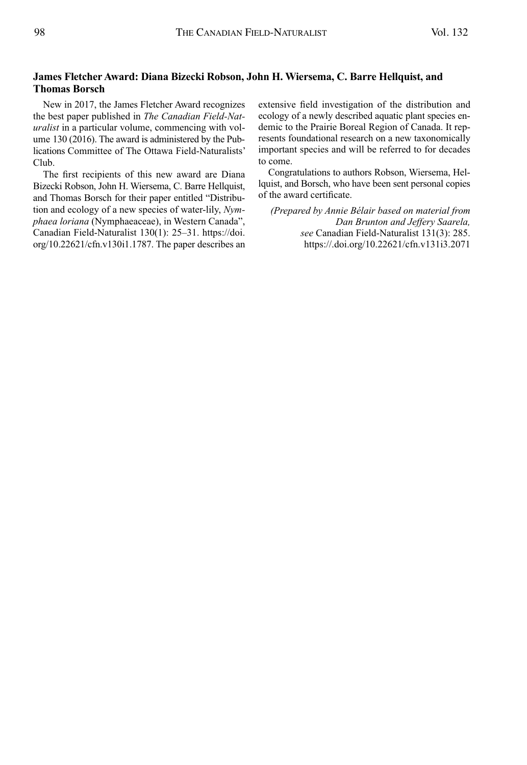### James Fletcher Award: Diana Bizecki Robson, John H. Wiersema, C. Barre Hellquist, and Thomas Borsch

New in 2017, the James Fletcher Award recognizes the best paper published in *The Canadian Field-Naturalist* in a particular volume, commencing with volume 130 (2016). The award is administered by the Publications Committee of The Ottawa Field-Naturalists' Club.

The first recipients of this new award are Diana Bizecki Robson, John H. Wiersema, C. Barre Hellquist, and Thomas Borsch for their paper entitled "Distribution and ecology of a new species of water-lily, *Nymphaea loriana* (Nymphaeaceae), in Western Canada", Canadian Field-Naturalist 130(1): 25–31. https://doi.org/10.22621/cfn.v130i1.1787. The paper describes an extensive field investigation of the distribution and ecology of a newly described aquatic plant species endemic to the Prairie Boreal Region of Canada. It represents foundational research on a new taxonomically important species and will be referred to for decades to come.

Congratulations to authors Robson, Wiersema, Hellquist, and Borsch, who have been sent personal copies of the award certificate.

*(Prepared by Annie Bélair based on material from Dan Brunton and Jeffery Saarela, see* Canadian Field-Naturalist 131(3): 285. https://.doi.org/10.22621/cfn.v131i3.2071